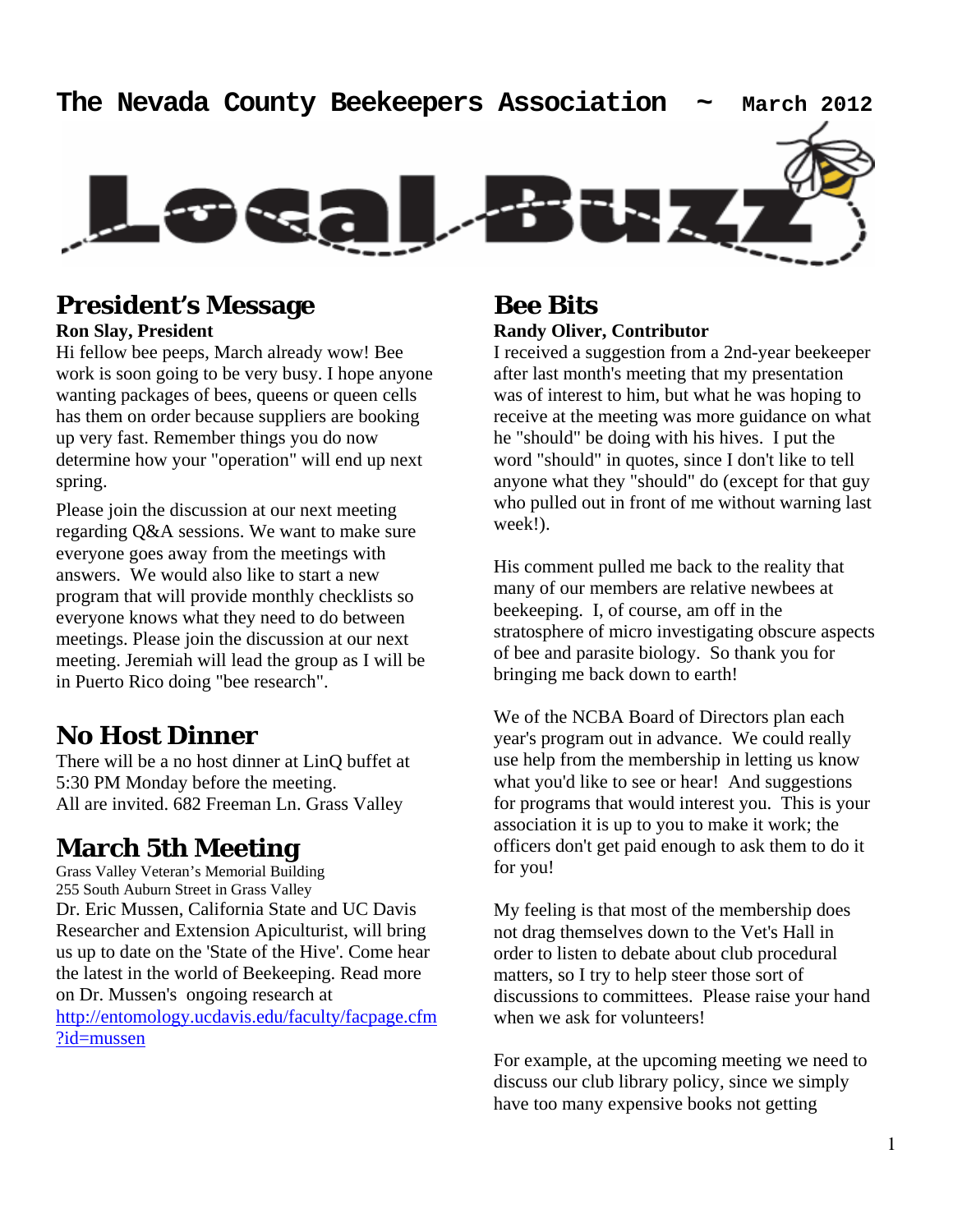# The Nevada County Beekeepers Association ~ March 2012

# Local Buzz

## President's Message

**Ron Slay, President**

Hi fellow bee peeps, March already wow! Bee work is soon going to be very busy. I hope anyone wanting packages of bees, queens or queen cells has them on order because suppliers are booking up very fast. Remember things you do now determine how your "operation" will end up next spring.

Please join the discussion at our next meeting regarding Q&A sessions. We want to make sure everyone goes away from the meetings with answers. We would also like to start a new program that will provide monthly checklists so everyone knows what they need to do between meetings. Please join the discussion at our next meeting. Jeremiah will lead the group as I will be in Puerto Rico doing "bee research".

## No Host Dinner

There will be a no host dinner at LinQ buffet at 5:30 PM Monday before the meeting.
All are invited. 682 Freeman Ln. Grass Valley

## March 5th Meeting

Grass Valley Veteran's Memorial Building
255 South Auburn Street in Grass Valley

Dr. Eric Mussen, California State and UC Davis Researcher and Extension Apiculturist, will bring us up to date on the 'State of the Hive'. Come hear the latest in the world of Beekeeping. Read more on Dr. Mussen's ongoing research at http://entomology.ucdavis.edu/faculty/facpage.cfm?id=mussen

## Bee Bits

**Randy Oliver, Contributor**

I received a suggestion from a 2nd-year beekeeper after last month's meeting that my presentation was of interest to him, but what he was hoping to receive at the meeting was more guidance on what he "should" be doing with his hives. I put the word "should" in quotes, since I don't like to tell anyone what they "should" do (except for that guy who pulled out in front of me without warning last week!).

His comment pulled me back to the reality that many of our members are relative newbees at beekeeping. I, of course, am off in the stratosphere of micro investigating obscure aspects of bee and parasite biology. So thank you for bringing me back down to earth!

We of the NCBA Board of Directors plan each year's program out in advance. We could really use help from the membership in letting us know what you'd like to see or hear! And suggestions for programs that would interest you. This is your association it is up to you to make it work; the officers don't get paid enough to ask them to do it for you!

My feeling is that most of the membership does not drag themselves down to the Vet's Hall in order to listen to debate about club procedural matters, so I try to help steer those sort of discussions to committees. Please raise your hand when we ask for volunteers!

For example, at the upcoming meeting we need to discuss our club library policy, since we simply have too many expensive books not getting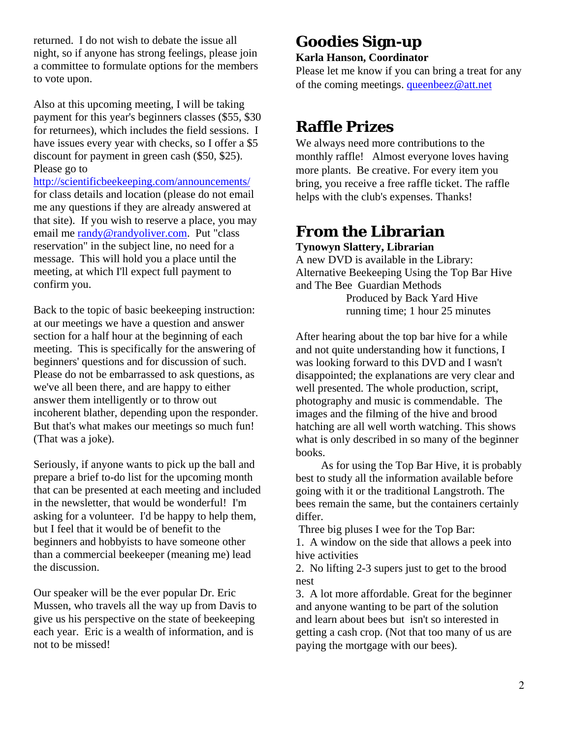returned. I do not wish to debate the issue all night, so if anyone has strong feelings, please join a committee to formulate options for the members to vote upon.

Also at this upcoming meeting, I will be taking payment for this year's beginners classes ($55, $30 for returnees), which includes the field sessions. I have issues every year with checks, so I offer a $5 discount for payment in green cash ($50, $25). Please go to http://scientificbeekeeping.com/announcements/ for class details and location (please do not email me any questions if they are already answered at that site). If you wish to reserve a place, you may email me randy@randyoliver.com. Put "class reservation" in the subject line, no need for a message. This will hold you a place until the meeting, at which I'll expect full payment to confirm you.

Back to the topic of basic beekeeping instruction: at our meetings we have a question and answer section for a half hour at the beginning of each meeting. This is specifically for the answering of beginners' questions and for discussion of such. Please do not be embarrassed to ask questions, as we've all been there, and are happy to either answer them intelligently or to throw out incoherent blather, depending upon the responder. But that's what makes our meetings so much fun! (That was a joke).

Seriously, if anyone wants to pick up the ball and prepare a brief to-do list for the upcoming month that can be presented at each meeting and included in the newsletter, that would be wonderful! I'm asking for a volunteer. I'd be happy to help them, but I feel that it would be of benefit to the beginners and hobbyists to have someone other than a commercial beekeeper (meaning me) lead the discussion.

Our speaker will be the ever popular Dr. Eric Mussen, who travels all the way up from Davis to give us his perspective on the state of beekeeping each year. Eric is a wealth of information, and is not to be missed!

# Goodies Sign-up

**Karla Hanson, Coordinator**

Please let me know if you can bring a treat for any of the coming meetings. queenbeez@att.net

# Raffle Prizes

We always need more contributions to the monthly raffle! Almost everyone loves having more plants. Be creative. For every item you bring, you receive a free raffle ticket. The raffle helps with the club's expenses. Thanks!

# From the Librarian

**Tynowyn Slattery, Librarian**

A new DVD is available in the Library:
Alternative Beekeeping Using the Top Bar Hive and The Bee Guardian Methods
Produced by Back Yard Hive
running time; 1 hour 25 minutes

After hearing about the top bar hive for a while and not quite understanding how it functions, I was looking forward to this DVD and I wasn't disappointed; the explanations are very clear and well presented. The whole production, script, photography and music is commendable. The images and the filming of the hive and brood hatching are all well worth watching. This shows what is only described in so many of the beginner books.

As for using the Top Bar Hive, it is probably best to study all the information available before going with it or the traditional Langstroth. The bees remain the same, but the containers certainly differ.

Three big pluses I wee for the Top Bar:

1. A window on the side that allows a peek into hive activities
2. No lifting 2-3 supers just to get to the brood nest
3. A lot more affordable. Great for the beginner and anyone wanting to be part of the solution and learn about bees but isn't so interested in getting a cash crop. (Not that too many of us are paying the mortgage with our bees).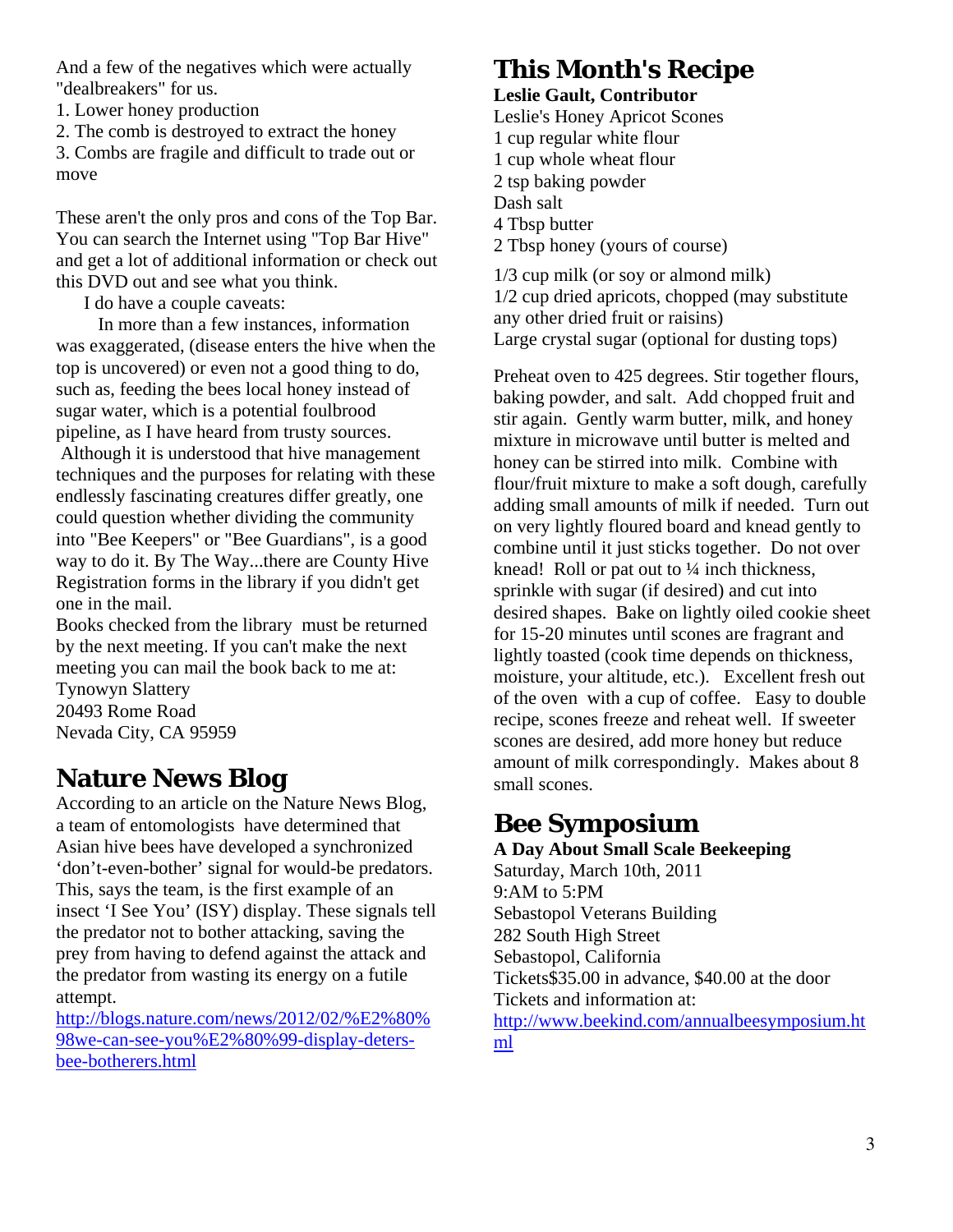And a few of the negatives which were actually "dealbreakers" for us.

1. Lower honey production
2. The comb is destroyed to extract the honey
3. Combs are fragile and difficult to trade out or move

These aren't the only pros and cons of the Top Bar. You can search the Internet using "Top Bar Hive" and get a lot of additional information or check out this DVD out and see what you think.

I do have a couple caveats:

In more than a few instances, information was exaggerated, (disease enters the hive when the top is uncovered) or even not a good thing to do, such as, feeding the bees local honey instead of sugar water, which is a potential foulbrood pipeline, as I have heard from trusty sources. Although it is understood that hive management techniques and the purposes for relating with these endlessly fascinating creatures differ greatly, one could question whether dividing the community into "Bee Keepers" or "Bee Guardians", is a good way to do it. By The Way...there are County Hive Registration forms in the library if you didn't get one in the mail.

Books checked from the library must be returned by the next meeting. If you can't make the next meeting you can mail the book back to me at:
Tynowyn Slattery
20493 Rome Road
Nevada City, CA 95959

# Nature News Blog

According to an article on the Nature News Blog, a team of entomologists have determined that Asian hive bees have developed a synchronized 'don't-even-bother' signal for would-be predators. This, says the team, is the first example of an insect 'I See You' (ISY) display. These signals tell the predator not to bother attacking, saving the prey from having to defend against the attack and the predator from wasting its energy on a futile attempt.
http://blogs.nature.com/news/2012/02/%E2%80%98we-can-see-you%E2%80%99-display-deters-bee-botherers.html

# This Month's Recipe

**Leslie Gault, Contributor**

Leslie's Honey Apricot Scones
1 cup regular white flour
1 cup whole wheat flour
2 tsp baking powder
Dash salt
4 Tbsp butter
2 Tbsp honey (yours of course)

1/3 cup milk (or soy or almond milk)
1/2 cup dried apricots, chopped (may substitute any other dried fruit or raisins)
Large crystal sugar (optional for dusting tops)

Preheat oven to 425 degrees. Stir together flours, baking powder, and salt. Add chopped fruit and stir again. Gently warm butter, milk, and honey mixture in microwave until butter is melted and honey can be stirred into milk. Combine with flour/fruit mixture to make a soft dough, carefully adding small amounts of milk if needed. Turn out on very lightly floured board and knead gently to combine until it just sticks together. Do not over knead! Roll or pat out to ¼ inch thickness, sprinkle with sugar (if desired) and cut into desired shapes. Bake on lightly oiled cookie sheet for 15-20 minutes until scones are fragrant and lightly toasted (cook time depends on thickness, moisture, your altitude, etc.). Excellent fresh out of the oven with a cup of coffee. Easy to double recipe, scones freeze and reheat well. If sweeter scones are desired, add more honey but reduce amount of milk correspondingly. Makes about 8 small scones.

# Bee Symposium

**A Day About Small Scale Beekeeping**

Saturday, March 10th, 2011
9:AM to 5:PM
Sebastopol Veterans Building
282 South High Street
Sebastopol, California
Tickets$35.00 in advance, $40.00 at the door
Tickets and information at:
http://www.beekind.com/annualbeesymposium.html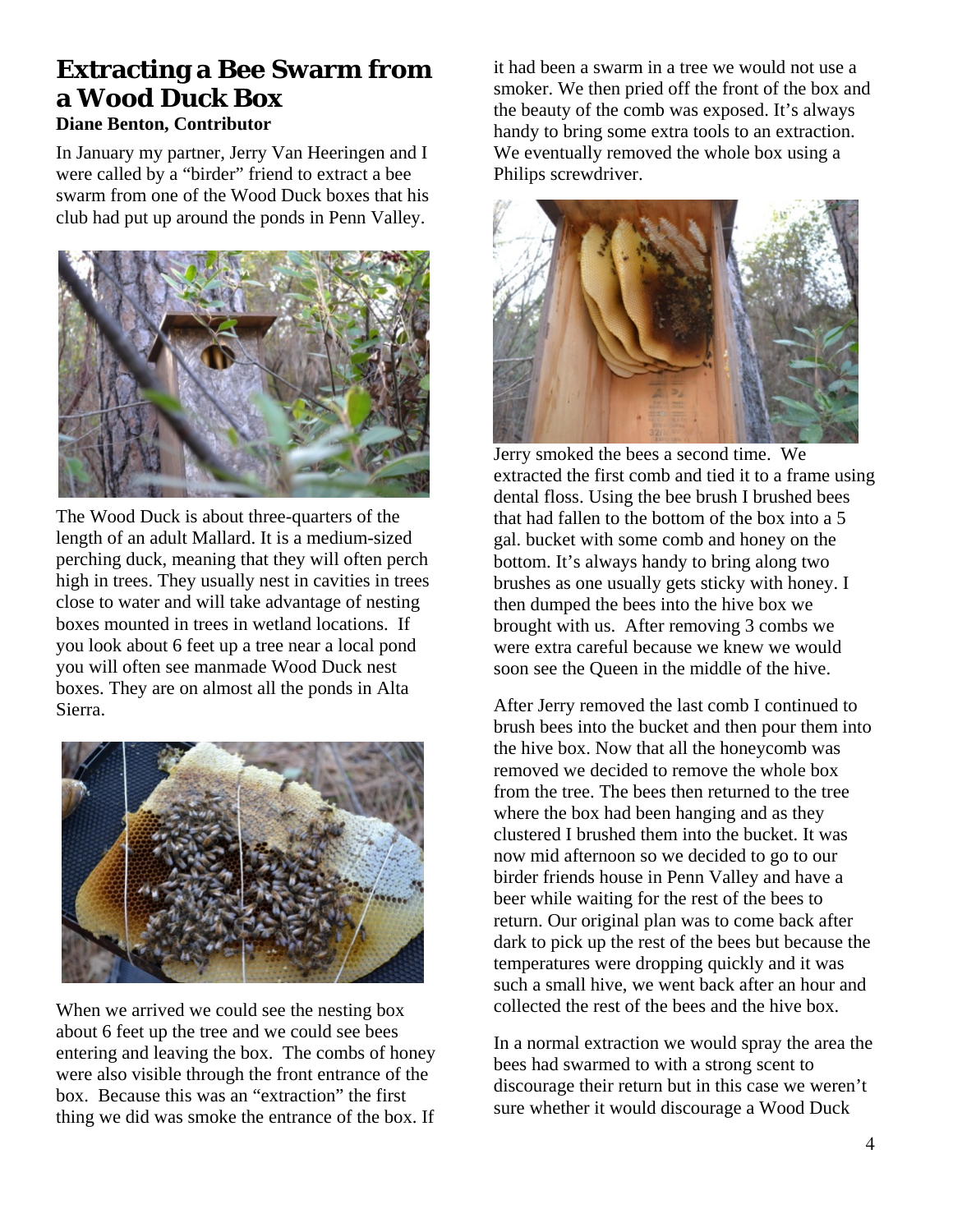# Extracting a Bee Swarm from a Wood Duck Box

**Diane Benton, Contributor**

In January my partner, Jerry Van Heeringen and I were called by a "birder" friend to extract a bee swarm from one of the Wood Duck boxes that his club had put up around the ponds in Penn Valley.

The Wood Duck is about three-quarters of the length of an adult Mallard. It is a medium-sized perching duck, meaning that they will often perch high in trees. They usually nest in cavities in trees close to water and will take advantage of nesting boxes mounted in trees in wetland locations. If you look about 6 feet up a tree near a local pond you will often see manmade Wood Duck nest boxes. They are on almost all the ponds in Alta Sierra.

When we arrived we could see the nesting box about 6 feet up the tree and we could see bees entering and leaving the box. The combs of honey were also visible through the front entrance of the box. Because this was an "extraction" the first thing we did was smoke the entrance of the box. If it had been a swarm in a tree we would not use a smoker. We then pried off the front of the box and the beauty of the comb was exposed. It's always handy to bring some extra tools to an extraction. We eventually removed the whole box using a Philips screwdriver.

Jerry smoked the bees a second time. We extracted the first comb and tied it to a frame using dental floss. Using the bee brush I brushed bees that had fallen to the bottom of the box into a 5 gal. bucket with some comb and honey on the bottom. It's always handy to bring along two brushes as one usually gets sticky with honey. I then dumped the bees into the hive box we brought with us. After removing 3 combs we were extra careful because we knew we would soon see the Queen in the middle of the hive.

After Jerry removed the last comb I continued to brush bees into the bucket and then pour them into the hive box. Now that all the honeycomb was removed we decided to remove the whole box from the tree. The bees then returned to the tree where the box had been hanging and as they clustered I brushed them into the bucket. It was now mid afternoon so we decided to go to our birder friends house in Penn Valley and have a beer while waiting for the rest of the bees to return. Our original plan was to come back after dark to pick up the rest of the bees but because the temperatures were dropping quickly and it was such a small hive, we went back after an hour and collected the rest of the bees and the hive box.

In a normal extraction we would spray the area the bees had swarmed to with a strong scent to discourage their return but in this case we weren't sure whether it would discourage a Wood Duck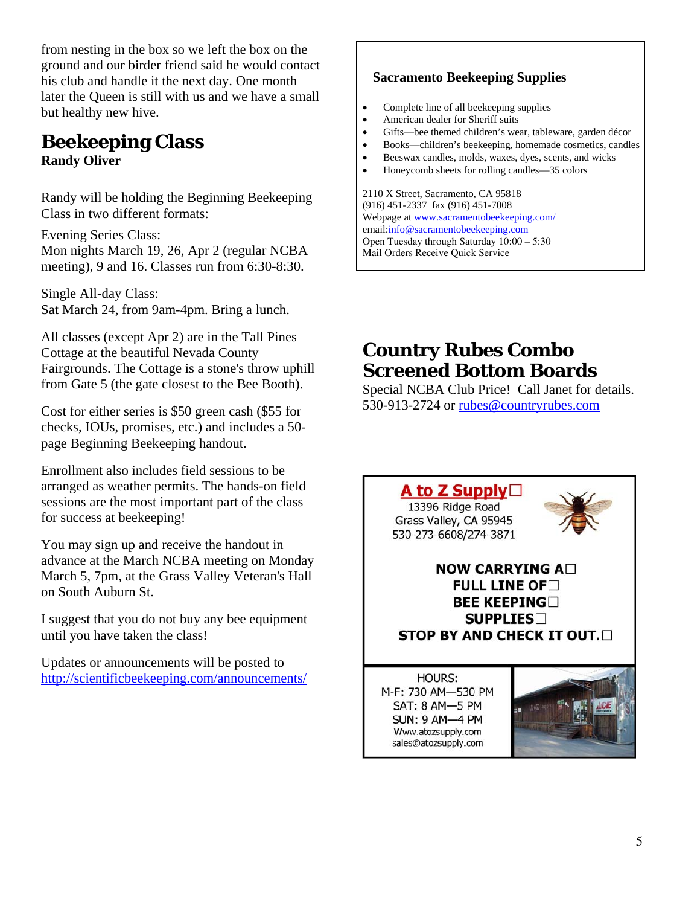from nesting in the box so we left the box on the ground and our birder friend said he would contact his club and handle it the next day. One month later the Queen is still with us and we have a small but healthy new hive.

## Beekeeping Class

**Randy Oliver**

Randy will be holding the Beginning Beekeeping Class in two different formats:

Evening Series Class:
Mon nights March 19, 26, Apr 2 (regular NCBA meeting), 9 and 16. Classes run from 6:30-8:30.

Single All-day Class:
Sat March 24, from 9am-4pm. Bring a lunch.

All classes (except Apr 2) are in the Tall Pines Cottage at the beautiful Nevada County Fairgrounds. The Cottage is a stone's throw uphill from Gate 5 (the gate closest to the Bee Booth).

Cost for either series is $50 green cash ($55 for checks, IOUs, promises, etc.) and includes a 50-page Beginning Beekeeping handout.

Enrollment also includes field sessions to be arranged as weather permits. The hands-on field sessions are the most important part of the class for success at beekeeping!

You may sign up and receive the handout in advance at the March NCBA meeting on Monday March 5, 7pm, at the Grass Valley Veteran's Hall on South Auburn St.

I suggest that you do not buy any bee equipment until you have taken the class!

Updates or announcements will be posted to http://scientificbeekeeping.com/announcements/

**Sacramento Beekeeping Supplies**

- Complete line of all beekeeping supplies
- American dealer for Sheriff suits
- Gifts—bee themed children's wear, tableware, garden décor
- Books—children's beekeeping, homemade cosmetics, candles
- Beeswax candles, molds, waxes, dyes, scents, and wicks
- Honeycomb sheets for rolling candles—35 colors

2110 X Street, Sacramento, CA 95818
(916) 451-2337 fax (916) 451-7008
Webpage at www.sacramentobeekeeping.com/
email:info@sacramentobeekeeping.com
Open Tuesday through Saturday 10:00 – 5:30
Mail Orders Receive Quick Service

## Country Rubes Combo Screened Bottom Boards

Special NCBA Club Price! Call Janet for details.
530-913-2724 or rubes@countryrubes.com

**A to Z Supply**
13396 Ridge Road
Grass Valley, CA 95945
530-273-6608/274-3871

**NOW CARRYING A FULL LINE OF BEE KEEPING SUPPLIES**
**STOP BY AND CHECK IT OUT.**

HOURS:
M-F: 730 AM—530 PM
SAT: 8 AM—5 PM
SUN: 9 AM—4 PM
Www.atozsupply.com
sales@atozsupply.com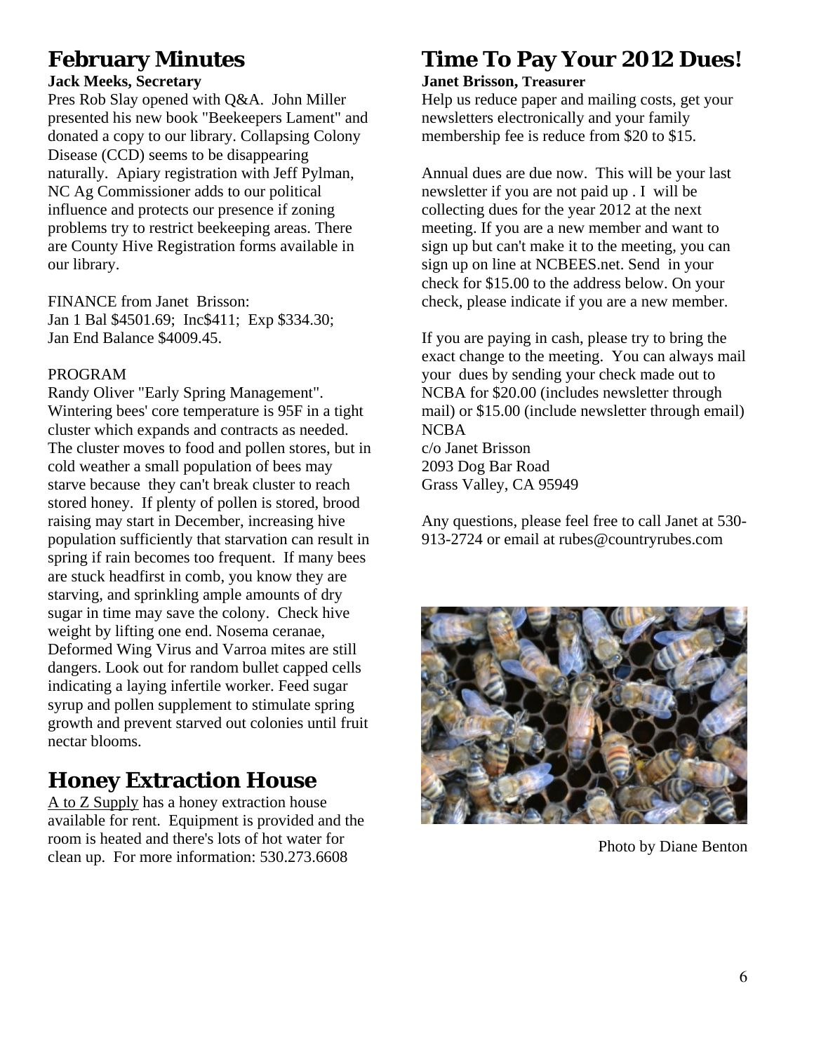## February Minutes

**Jack Meeks, Secretary**

Pres Rob Slay opened with Q&A. John Miller presented his new book "Beekeepers Lament" and donated a copy to our library. Collapsing Colony Disease (CCD) seems to be disappearing naturally. Apiary registration with Jeff Pylman, NC Ag Commissioner adds to our political influence and protects our presence if zoning problems try to restrict beekeeping areas. There are County Hive Registration forms available in our library.

FINANCE from Janet Brisson:
Jan 1 Bal $4501.69; Inc$411; Exp $334.30; Jan End Balance $4009.45.

PROGRAM

Randy Oliver "Early Spring Management". Wintering bees' core temperature is 95F in a tight cluster which expands and contracts as needed. The cluster moves to food and pollen stores, but in cold weather a small population of bees may starve because they can't break cluster to reach stored honey. If plenty of pollen is stored, brood raising may start in December, increasing hive population sufficiently that starvation can result in spring if rain becomes too frequent. If many bees are stuck headfirst in comb, you know they are starving, and sprinkling ample amounts of dry sugar in time may save the colony. Check hive weight by lifting one end. Nosema ceranae, Deformed Wing Virus and Varroa mites are still dangers. Look out for random bullet capped cells indicating a laying infertile worker. Feed sugar syrup and pollen supplement to stimulate spring growth and prevent starved out colonies until fruit nectar blooms.

## Honey Extraction House

A to Z Supply has a honey extraction house available for rent. Equipment is provided and the room is heated and there's lots of hot water for clean up. For more information: 530.273.6608

## Time To Pay Your 2012 Dues!

**Janet Brisson, Treasurer**

Help us reduce paper and mailing costs, get your newsletters electronically and your family membership fee is reduce from $20 to $15.

Annual dues are due now. This will be your last newsletter if you are not paid up . I will be collecting dues for the year 2012 at the next meeting. If you are a new member and want to sign up but can't make it to the meeting, you can sign up on line at NCBEES.net. Send in your check for $15.00 to the address below. On your check, please indicate if you are a new member.

If you are paying in cash, please try to bring the exact change to the meeting. You can always mail your dues by sending your check made out to NCBA for $20.00 (includes newsletter through mail) or $15.00 (include newsletter through email)

NCBA
c/o Janet Brisson
2093 Dog Bar Road
Grass Valley, CA 95949

Any questions, please feel free to call Janet at 530-913-2724 or email at rubes@countryrubes.com

Photo by Diane Benton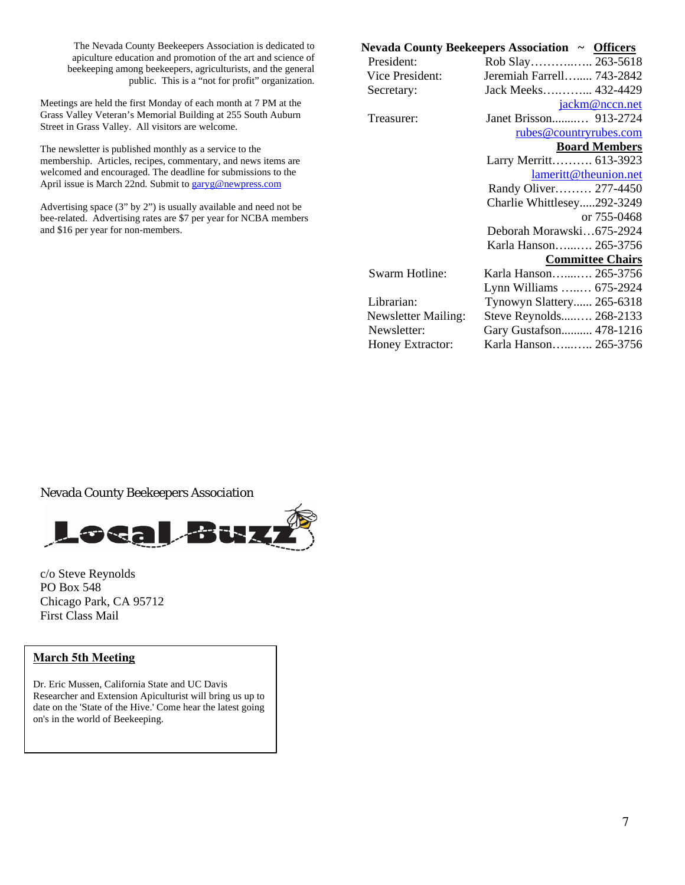The Nevada County Beekeepers Association is dedicated to apiculture education and promotion of the art and science of beekeeping among beekeepers, agriculturists, and the general public. This is a "not for profit" organization.

Meetings are held the first Monday of each month at 7 PM at the Grass Valley Veteran's Memorial Building at 255 South Auburn Street in Grass Valley. All visitors are welcome.

The newsletter is published monthly as a service to the membership. Articles, recipes, commentary, and news items are welcomed and encouraged. The deadline for submissions to the April issue is March 22nd. Submit to garyg@newpress.com

Advertising space (3" by 2") is usually available and need not be bee-related. Advertising rates are $7 per year for NCBA members and $16 per year for non-members.

**Nevada County Beekeepers Association ~ Officers**

| | |
|---|---|
| President: | Rob Slay………..….. 263-5618 |
| Vice President: | Jeremiah Farrell…..... 743-2842 |
| Secretary: | Jack Meeks….……... 432-4429 jackm@nccn.net |
| Treasurer: | Janet Brisson..........… 913-2724 rubes@countryrubes.com |

**Board Members**

| | |
|---|---|
| | Larry Merritt………. 613-3923 lameritt@theunion.net |
| | Randy Oliver……… 277-4450 |
| | Charlie Whittlesey.....292-3249 or 755-0468 |
| | Deborah Morawski…675-2924 |
| | Karla Hanson…...…. 265-3756 |

**Committee Chairs**

| | |
|---|---|
| Swarm Hotline: | Karla Hanson…...…. 265-3756 |
| | Lynn Williams …..… 675-2924 |
| Librarian: | Tynowyn Slattery...... 265-6318 |
| Newsletter Mailing: | Steve Reynolds...….. 268-2133 |
| Newsletter: | Gary Gustafson.......... 478-1216 |
| Honey Extractor: | Karla Hanson…...….. 265-3756 |

Nevada County Beekeepers Association

**Local Buzz**

c/o Steve Reynolds
PO Box 548
Chicago Park, CA 95712
First Class Mail

**March 5th Meeting**

Dr. Eric Mussen, California State and UC Davis Researcher and Extension Apiculturist will bring us up to date on the 'State of the Hive.' Come hear the latest going on's in the world of Beekeeping.